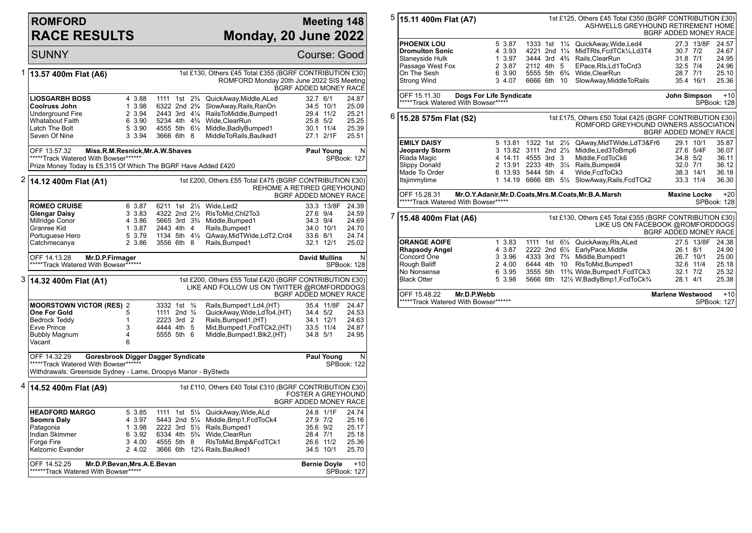# ROMFORD RACE RESULTS

**Meeting 148**
**Monday, 20 June 2022**

SUNNY — Course: Good

## 1 13.57 400m Flat (A6)

1st £130, Others £45 Total £355 (BGRF CONTRIBUTION £30)
ROMFORD Monday 20th June 2022 SIS Meeting
BGRF ADDED MONEY RACE

| | | | | | | | | | | |
|---|---|---|---|---|---|---|---|---|---|---|
| **LIOSGARBH BOSS** | 4 | 3.88 | 1111 | 1st | 2¾ | QuickAway,Middle,ALed | 32.7 | 6/1 | 24.87 |
| **Coolruss John** | 1 | 3.98 | 6322 | 2nd | 2¾ | SlowAway,Rails,RanOn | 34.5 | 10/1 | 25.09 |
| Underground Fire | 2 | 3.94 | 2443 | 3rd | 4¼ | RailsToMiddle,Bumped1 | 29.4 | 11/2 | 25.21 |
| Whatabout Faith | 6 | 3.90 | 5234 | 4th | 4¾ | Wide,ClearRun | 25.8 | 5/2 | 25.25 |
| Latch The Bolt | 5 | 3.90 | 4555 | 5th | 6½ | Middle,BadlyBumped1 | 30.1 | 11/4 | 25.39 |
| Seven Of Nine | 3 | 3.94 | 3666 | 6th | 8 | MiddleToRails,Baulked1 | 27.1 | 2/1F | 25.51 |

OFF 13.57.32 **Miss.R.M.Resnick,Mr.A.W.Shaves** — **Paul Young** N
*****Track Watered With Bowser****** — SPBook: 127
Prize Money Today Is £5,315 Of Which The BGRF Have Added £420

## 2 14.12 400m Flat (A1)

1st £200, Others £55 Total £475 (BGRF CONTRIBUTION £30)
REHOME A RETIRED GREYHOUND
BGRF ADDED MONEY RACE

| | | | | | | | | | |
|---|---|---|---|---|---|---|---|---|---|
| **ROMEO CRUISE** | 6 | 3.87 | 6211 | 1st | 2½ | Wide,Led2 | 33.3 | 13/8F | 24.39 |
| **Glengar Daisy** | 3 | 3.83 | 4322 | 2nd | 2½ | RlsToMid,Chl2To3 | 27.6 | 9/4 | 24.59 |
| Millridge Conor | 4 | 3.86 | 5665 | 3rd | 3¾ | Middle,Bumped1 | 34.3 | 9/4 | 24.69 |
| Granree Kid | 1 | 3.87 | 2443 | 4th | 4 | Rails,Bumped1 | 34.0 | 10/1 | 24.70 |
| Portuguese Hero | 5 | 3.79 | 1134 | 5th | 4½ | QAway,MidTWide,LdT2,Crd4 | 33.6 | 8/1 | 24.74 |
| Catchmecanya | 2 | 3.86 | 3556 | 6th | 8 | Rails,Bumped1 | 32.1 | 12/1 | 25.02 |

OFF 14.13.28 **Mr.D.P.Firmager** — **David Mullins** N
*****Track Watered With Bowser****** — SPBook: 128

## 3 14.32 400m Flat (A1)

1st £200, Others £55 Total £420 (BGRF CONTRIBUTION £30)
LIKE AND FOLLOW US ON TWITTER @ROMFORDDOGS
BGRF ADDED MONEY RACE

| | | | | | | | | | |
|---|---|---|---|---|---|---|---|---|---|
| **MOORSTOWN VICTOR (RES)** | 2 | | 3332 | 1st | ¾ | Rails,Bumped1,Ld4,(HT) | 35.4 | 11/8F | 24.47 |
| **One For Gold** | 5 | | 1111 | 2nd | ¾ | QuickAway,Wide,LdTo4,(HT) | 34.4 | 5/2 | 24.53 |
| Bedrock Teddy | 1 | | 2223 | 3rd | 2 | Rails,Bumped1,(HT) | 34.1 | 12/1 | 24.63 |
| Exve Prince | 3 | | 4444 | 4th | 5 | Mid,Bumped1,FcdTCk2,(HT) | 33.5 | 11/4 | 24.87 |
| Bubbly Magnum | 4 | | 5555 | 5th | 6 | Middle,Bumped1,Blk2,(HT) | 34.8 | 5/1 | 24.95 |
| Vacant | 6 | | | | | | | | |

OFF 14.32.29 **Goresbrook Digger Dagger Syndicate** — **Paul Young** N
*****Track Watered With Bowser****** — SPBook: 122
Withdrawals: Greenside Sydney - Lame, Droopys Manor - ByStwds

## 4 14.52 400m Flat (A9)

1st £110, Others £40 Total £310 (BGRF CONTRIBUTION £30)
FOSTER A GREYHOUND
BGRF ADDED MONEY RACE

| | | | | | | | | | |
|---|---|---|---|---|---|---|---|---|---|
| **HEADFORD MARGO** | 5 | 3.85 | 1111 | 1st | 5¼ | QuickAway,Wide,ALd | 24.8 | 1/1F | 24.74 |
| **Seomra Daly** | 4 | 3.97 | 5443 | 2nd | 5¼ | Middle,Bmp1,FcdToCk4 | 27.9 | 7/2 | 25.16 |
| Patagonia | 1 | 3.98 | 2222 | 3rd | 5½ | Rails,Bumped1 | 35.6 | 9/2 | 25.17 |
| Indian Skimmer | 6 | 3.92 | 6334 | 4th | 5¾ | Wide,ClearRun | 28.4 | 7/1 | 25.18 |
| Forge Fire | 3 | 4.00 | 4555 | 5th | 8 | RlsToMid,Bmp&FcdTCk1 | 26.6 | 11/2 | 25.36 |
| Kelzomic Evander | 2 | 4.02 | 3666 | 6th | 12¼ | Rails,Baulked1 | 34.5 | 10/1 | 25.70 |

OFF 14.52.25 **Mr.D.P.Bevan,Mrs.A.E.Bevan** — **Bernie Doyle** +10
******Track Watered With Bowser***** — SPBook: 127

## 5 15.11 400m Flat (A7)

1st £125, Others £45 Total £350 (BGRF CONTRIBUTION £30)
ASHWELLS GREYHOUND RETIREMENT HOME
BGRF ADDED MONEY RACE

| | | | | | | | | | |
|---|---|---|---|---|---|---|---|---|---|
| **PHOENIX LOU** | 5 | 3.87 | 1333 | 1st | 1¼ | QuickAway,Wide,Led4 | 27.3 | 13/8F | 24.57 |
| **Dromulton Sonic** | 4 | 3.93 | 4221 | 2nd | 1¼ | MidTRls,FcdTCk¼,Ld3T4 | 30.7 | 7/2 | 24.67 |
| Slaneyside Hulk | 1 | 3.97 | 3444 | 3rd | 4¾ | Rails,ClearRun | 31.8 | 7/1 | 24.95 |
| Passage West Fox | 2 | 3.87 | 2112 | 4th | 5 | EPace,Rls,Ld1ToCrd3 | 32.5 | 7/4 | 24.96 |
| On The Sesh | 6 | 3.90 | 5555 | 5th | 6¾ | Wide,ClearRun | 28.7 | 7/1 | 25.10 |
| Strong Wind | 3 | 4.07 | 6666 | 6th | 10 | SlowAway,MiddleToRails | 35.4 | 16/1 | 25.36 |

OFF 15.11.30 **Dogs For Life Syndicate** — **John Simpson** +10
*****Track Watered With Bowser***** — SPBook: 128

## 6 15.28 575m Flat (S2)

1st £175, Others £50 Total £425 (BGRF CONTRIBUTION £30)
ROMFORD GREYHOUND OWNERS ASSOCIATION
BGRF ADDED MONEY RACE

| | | | | | | | | | |
|---|---|---|---|---|---|---|---|---|---|
| **EMILY DAISY** | 5 | 13.81 | 1322 | 1st | 2½ | QAway,MidTWide,LdT3&Fr6 | 29.1 | 10/1 | 35.87 |
| **Jeopardy Storm** | 3 | 13.82 | 3111 | 2nd | 2½ | Middle,Led3ToBmp6 | 27.6 | 5/4F | 36.07 |
| Riada Magic | 4 | 14.11 | 4555 | 3rd | 3 | Middle,FcdToCk6 | 34.8 | 5/2 | 36.11 |
| Slippy Donald | 2 | 13.91 | 2233 | 4th | 3¼ | Rails,Bumped4 | 32.0 | 7/1 | 36.12 |
| Made To Order | 6 | 13.93 | 5444 | 5th | 4 | Wide,FcdToCk3 | 38.3 | 14/1 | 36.18 |
| Itsjimmytime | 1 | 14.19 | 6666 | 6th | 5½ | SlowAway,Rails,FcdTCk2 | 33.3 | 11/4 | 36.30 |

OFF 15.28.31 **Mr.O.Y.Adanir,Mr.D.Coats,Mrs.M.Coats,Mr.B.A.Marsh** — **Maxine Locke** +20
*****Track Watered With Bowser***** — SPBook: 128

## 7 15.48 400m Flat (A6)

1st £130, Others £45 Total £355 (BGRF CONTRIBUTION £30)
LIKE US ON FACEBOOK @ROMFORDDOGS
BGRF ADDED MONEY RACE

| | | | | | | | | | |
|---|---|---|---|---|---|---|---|---|---|
| **ORANGE AOIFE** | 1 | 3.83 | 1111 | 1st | 6½ | QuickAway,Rls,ALed | 27.5 | 13/8F | 24.38 |
| **Rhapsody Angel** | 4 | 3.87 | 2222 | 2nd | 6½ | EarlyPace,Middle | 26.1 | 8/1 | 24.90 |
| Concord One | 3 | 3.96 | 4333 | 3rd | 7¾ | Middle,Bumped1 | 26.7 | 10/1 | 25.00 |
| Rough Bailiff | 2 | 4.00 | 6444 | 4th | 10 | RlsToMid,Bumped1 | 32.6 | 11/4 | 25.18 |
| No Nonsense | 6 | 3.95 | 3555 | 5th | 11¾ | Wide,Bumped1,FcdTCk3 | 32.1 | 7/2 | 25.32 |
| Black Otter | 5 | 3.98 | 5666 | 6th | 12½ | W,BadlyBmp1,FcdToCk¾ | 28.1 | 4/1 | 25.38 |

OFF 15.48.22 **Mr.D.P.Webb** — **Marlene Westwood** +10
*****Track Watered With Bowser****** — SPBook: 127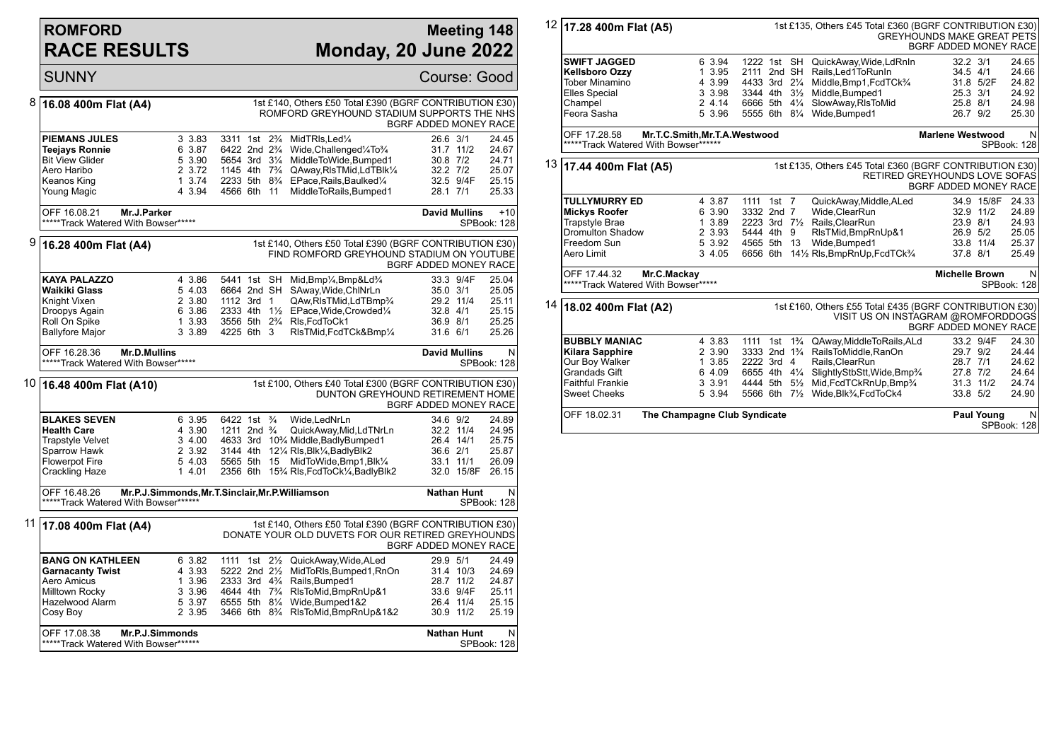# ROMFORD RACE RESULTS

## Meeting 148 Monday, 20 June 2022

SUNNY

Course: Good

### 8 16.08 400m Flat (A4)

1st £140, Others £50 Total £390 (BGRF CONTRIBUTION £30) ROMFORD GREYHOUND STADIUM SUPPORTS THE NHS BGRF ADDED MONEY RACE

| | | | | | | | | | | |
|---|---|---|---|---|---|---|---|---|---|---|
| **PIEMANS JULES** | 3 | 3.83 | 3311 | 1st | 2¾ | MidTRls,Led¼ | 26.6 | 3/1 | | 24.45 |
| **Teejays Ronnie** | 6 | 3.87 | 6422 | 2nd | 2¾ | Wide,Challenged¼To¾ | 31.7 | 11/2 | | 24.67 |
| Bit View Glider | 5 | 3.90 | 5654 | 3rd | 3¼ | MiddleToWide,Bumped1 | 30.8 | 7/2 | | 24.71 |
| Aero Haribo | 2 | 3.72 | 1145 | 4th | 7¾ | QAway,RlsTMid,LdTBlk¼ | 32.2 | 7/2 | | 25.07 |
| Keanos King | 1 | 3.74 | 2233 | 5th | 8¾ | EPace,Rails,Baulked¼ | 32.5 | 9/4F | | 25.15 |
| Young Magic | 4 | 3.94 | 4566 | 6th | 11 | MiddleToRails,Bumped1 | 28.1 | 7/1 | | 25.33 |

OFF 16.08.21 **Mr.J.Parker** — **David Mullins** +10
*****Track Watered With Bowser***** SPBook: 128

### 9 16.28 400m Flat (A4)

1st £140, Others £50 Total £390 (BGRF CONTRIBUTION £30) FIND ROMFORD GREYHOUND STADIUM ON YOUTUBE BGRF ADDED MONEY RACE

| | | | | | | | | | |
|---|---|---|---|---|---|---|---|---|---|
| **KAYA PALAZZO** | 4 | 3.86 | 5441 | 1st | SH | Mid,Bmp¼,Bmp&Ld¾ | 33.3 | 9/4F | 25.04 |
| **Waikiki Glass** | 5 | 4.03 | 6664 | 2nd | SH | SAway,Wide,ChlNrLn | 35.0 | 3/1 | 25.05 |
| Knight Vixen | 2 | 3.80 | 1112 | 3rd | 1 | QAw,RlsTMid,LdTBmp¾ | 29.2 | 11/4 | 25.11 |
| Droopys Again | 6 | 3.86 | 2333 | 4th | 1½ | EPace,Wide,Crowded¼ | 32.8 | 4/1 | 25.15 |
| Roll On Spike | 1 | 3.93 | 3556 | 5th | 2¾ | Rls,FcdToCk1 | 36.9 | 8/1 | 25.25 |
| Ballyfore Major | 3 | 3.89 | 4225 | 6th | 3 | RlsTMid,FcdTCk&Bmp¼ | 31.6 | 6/1 | 25.26 |

OFF 16.28.36 **Mr.D.Mullins** — **David Mullins** N
*****Track Watered With Bowser***** SPBook: 128

### 10 16.48 400m Flat (A10)

1st £100, Others £40 Total £300 (BGRF CONTRIBUTION £30) DUNTON GREYHOUND RETIREMENT HOME BGRF ADDED MONEY RACE

| | | | | | | | | | |
|---|---|---|---|---|---|---|---|---|---|
| **BLAKES SEVEN** | 6 | 3.95 | 6422 | 1st | ¾ | Wide,LedNrLn | 34.6 | 9/2 | 24.89 |
| **Health Care** | 4 | 3.90 | 1211 | 2nd | ¾ | QuickAway,Mid,LdTNrLn | 32.2 | 11/4 | 24.95 |
| Trapstyle Velvet | 3 | 4.00 | 4633 | 3rd | 10¾ | Middle,BadlyBumped1 | 26.4 | 14/1 | 25.75 |
| Sparrow Hawk | 2 | 3.92 | 3144 | 4th | 12¼ | Rls,Blk¼,BadlyBlk2 | 36.6 | 2/1 | 25.87 |
| Flowerpot Fire | 5 | 4.03 | 5565 | 5th | 15 | MidToWide,Bmp1,Blk¼ | 33.1 | 11/1 | 26.09 |
| Crackling Haze | 1 | 4.01 | 2356 | 6th | 15¾ | Rls,FcdToCk¼,BadlyBlk2 | 32.0 | 15/8F | 26.15 |

OFF 16.48.26 **Mr.P.J.Simmonds,Mr.T.Sinclair,Mr.P.Williamson** — **Nathan Hunt** N
*****Track Watered With Bowser****** SPBook: 128

### 11 17.08 400m Flat (A4)

1st £140, Others £50 Total £390 (BGRF CONTRIBUTION £30) DONATE YOUR OLD DUVETS FOR OUR RETIRED GREYHOUNDS BGRF ADDED MONEY RACE

| | | | | | | | | | |
|---|---|---|---|---|---|---|---|---|---|
| **BANG ON KATHLEEN** | 6 | 3.82 | 1111 | 1st | 2½ | QuickAway,Wide,ALed | 29.9 | 5/1 | 24.49 |
| **Garnacanty Twist** | 4 | 3.93 | 5222 | 2nd | 2½ | MidToRls,Bumped1,RnOn | 31.4 | 10/3 | 24.69 |
| Aero Amicus | 1 | 3.96 | 2333 | 3rd | 4¾ | Rails,Bumped1 | 28.7 | 11/2 | 24.87 |
| Milltown Rocky | 3 | 3.96 | 4644 | 4th | 7¾ | RlsToMid,BmpRnUp&1 | 33.6 | 9/4F | 25.11 |
| Hazelwood Alarm | 5 | 3.97 | 6555 | 5th | 8¼ | Wide,Bumped1&2 | 26.4 | 11/4 | 25.15 |
| Cosy Boy | 2 | 3.95 | 3466 | 6th | 8¾ | RlsToMid,BmpRnUp&1&2 | 30.9 | 11/2 | 25.19 |

OFF 17.08.38 **Mr.P.J.Simmonds** — **Nathan Hunt** N
*****Track Watered With Bowser****** SPBook: 128

### 12 17.28 400m Flat (A5)

1st £135, Others £45 Total £360 (BGRF CONTRIBUTION £30) GREYHOUNDS MAKE GREAT PETS BGRF ADDED MONEY RACE

| | | | | | | | | | |
|---|---|---|---|---|---|---|---|---|---|
| **SWIFT JAGGED** | 6 | 3.94 | 1222 | 1st | SH | QuickAway,Wide,LdRnIn | 32.2 | 3/1 | 24.65 |
| **Kellsboro Ozzy** | 1 | 3.95 | 2111 | 2nd | SH | Rails,Led1ToRunIn | 34.5 | 4/1 | 24.66 |
| Tober Minamino | 4 | 3.99 | 4433 | 3rd | 2¼ | Middle,Bmp1,FcdTCk¾ | 31.8 | 5/2F | 24.82 |
| Elles Special | 3 | 3.98 | 3344 | 4th | 3½ | Middle,Bumped1 | 25.3 | 3/1 | 24.92 |
| Champel | 2 | 4.14 | 6666 | 5th | 4¼ | SlowAway,RlsToMid | 25.8 | 8/1 | 24.98 |
| Feora Sasha | 5 | 3.96 | 5555 | 6th | 8¼ | Wide,Bumped1 | 26.7 | 9/2 | 25.30 |

OFF 17.28.58 **Mr.T.C.Smith,Mr.T.A.Westwood** — **Marlene Westwood** N
*****Track Watered With Bowser****** SPBook: 128

### 13 17.44 400m Flat (A5)

1st £135, Others £45 Total £360 (BGRF CONTRIBUTION £30) RETIRED GREYHOUNDS LOVE SOFAS BGRF ADDED MONEY RACE

| | | | | | | | | | |
|---|---|---|---|---|---|---|---|---|---|
| **TULLYMURRY ED** | 4 | 3.87 | 1111 | 1st | 7 | QuickAway,Middle,ALed | 34.9 | 15/8F | 24.33 |
| **Mickys Roofer** | 6 | 3.90 | 3332 | 2nd | 7 | Wide,ClearRun | 32.9 | 11/2 | 24.89 |
| Trapstyle Brae | 1 | 3.89 | 2223 | 3rd | 7½ | Rails,ClearRun | 23.9 | 8/1 | 24.93 |
| Dromulton Shadow | 2 | 3.93 | 5444 | 4th | 9 | RlsTMid,BmpRnUp&1 | 26.9 | 5/2 | 25.05 |
| Freedom Sun | 5 | 3.92 | 4565 | 5th | 13 | Wide,Bumped1 | 33.8 | 11/4 | 25.37 |
| Aero Limit | 3 | 4.05 | 6656 | 6th | 14½ | Rls,BmpRnUp,FcdTCk¾ | 37.8 | 8/1 | 25.49 |

OFF 17.44.32 **Mr.C.Mackay** — **Michelle Brown** N
*****Track Watered With Bowser***** SPBook: 128

### 14 18.02 400m Flat (A2)

1st £160, Others £55 Total £435 (BGRF CONTRIBUTION £30) VISIT US ON INSTAGRAM @ROMFORDDOGS BGRF ADDED MONEY RACE

| | | | | | | | | | |
|---|---|---|---|---|---|---|---|---|---|
| **BUBBLY MANIAC** | 4 | 3.83 | 1111 | 1st | 1¾ | QAway,MiddleToRails,ALd | 33.2 | 9/4F | 24.30 |
| **Kilara Sapphire** | 2 | 3.90 | 3333 | 2nd | 1¾ | RailsToMiddle,RanOn | 29.7 | 9/2 | 24.44 |
| Our Boy Walker | 1 | 3.85 | 2222 | 3rd | 4 | Rails,ClearRun | 28.7 | 7/1 | 24.62 |
| Grandads Gift | 6 | 4.09 | 6655 | 4th | 4¼ | SlightlyStbStt,Wide,Bmp¾ | 27.8 | 7/2 | 24.64 |
| Faithful Frankie | 3 | 3.91 | 4444 | 5th | 5½ | Mid,FcdTCkRnUp,Bmp¾ | 31.3 | 11/2 | 24.74 |
| Sweet Cheeks | 5 | 3.94 | 5566 | 6th | 7½ | Wide,Blk¾,FcdToCk4 | 33.8 | 5/2 | 24.90 |

OFF 18.02.31 **The Champagne Club Syndicate** — **Paul Young** N
SPBook: 128